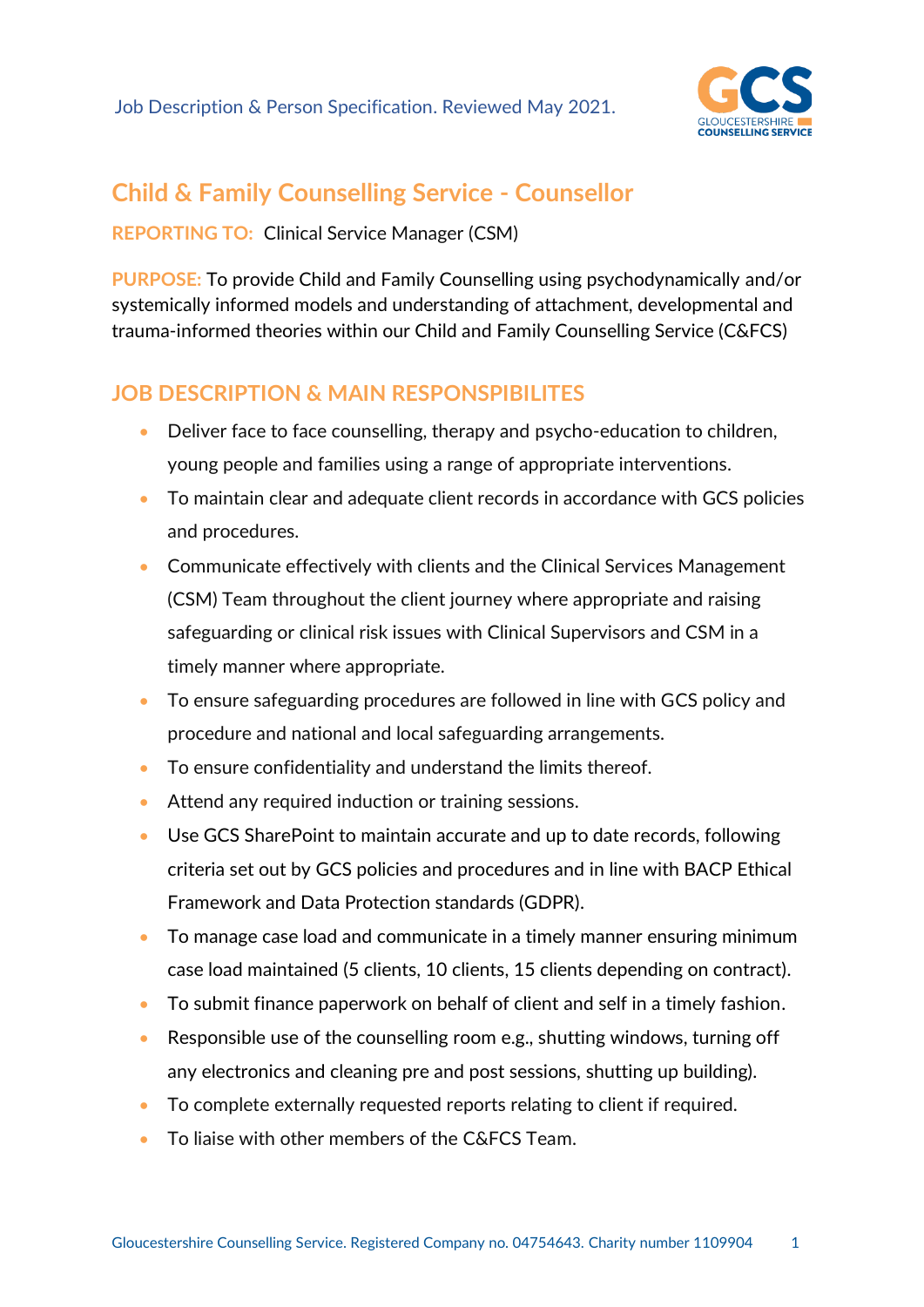Job Description & Person Specification. Reviewed May 2021.

# Child & Family Counselling Service - Counsellor

**REPORTING TO:** Clinical Service Manager (CSM)

**PURPOSE:** To provide Child and Family Counselling using psychodynamically and/or systemically informed models and understanding of attachment, developmental and trauma-informed theories within our Child and Family Counselling Service (C&FCS)

## JOB DESCRIPTION & MAIN RESPONSPIBILITES

- Deliver face to face counselling, therapy and psycho-education to children, young people and families using a range of appropriate interventions.
- To maintain clear and adequate client records in accordance with GCS policies and procedures.
- Communicate effectively with clients and the Clinical Services Management (CSM) Team throughout the client journey where appropriate and raising safeguarding or clinical risk issues with Clinical Supervisors and CSM in a timely manner where appropriate.
- To ensure safeguarding procedures are followed in line with GCS policy and procedure and national and local safeguarding arrangements.
- To ensure confidentiality and understand the limits thereof.
- Attend any required induction or training sessions.
- Use GCS SharePoint to maintain accurate and up to date records, following criteria set out by GCS policies and procedures and in line with BACP Ethical Framework and Data Protection standards (GDPR).
- To manage case load and communicate in a timely manner ensuring minimum case load maintained (5 clients, 10 clients, 15 clients depending on contract).
- To submit finance paperwork on behalf of client and self in a timely fashion.
- Responsible use of the counselling room e.g., shutting windows, turning off any electronics and cleaning pre and post sessions, shutting up building).
- To complete externally requested reports relating to client if required.
- To liaise with other members of the C&FCS Team.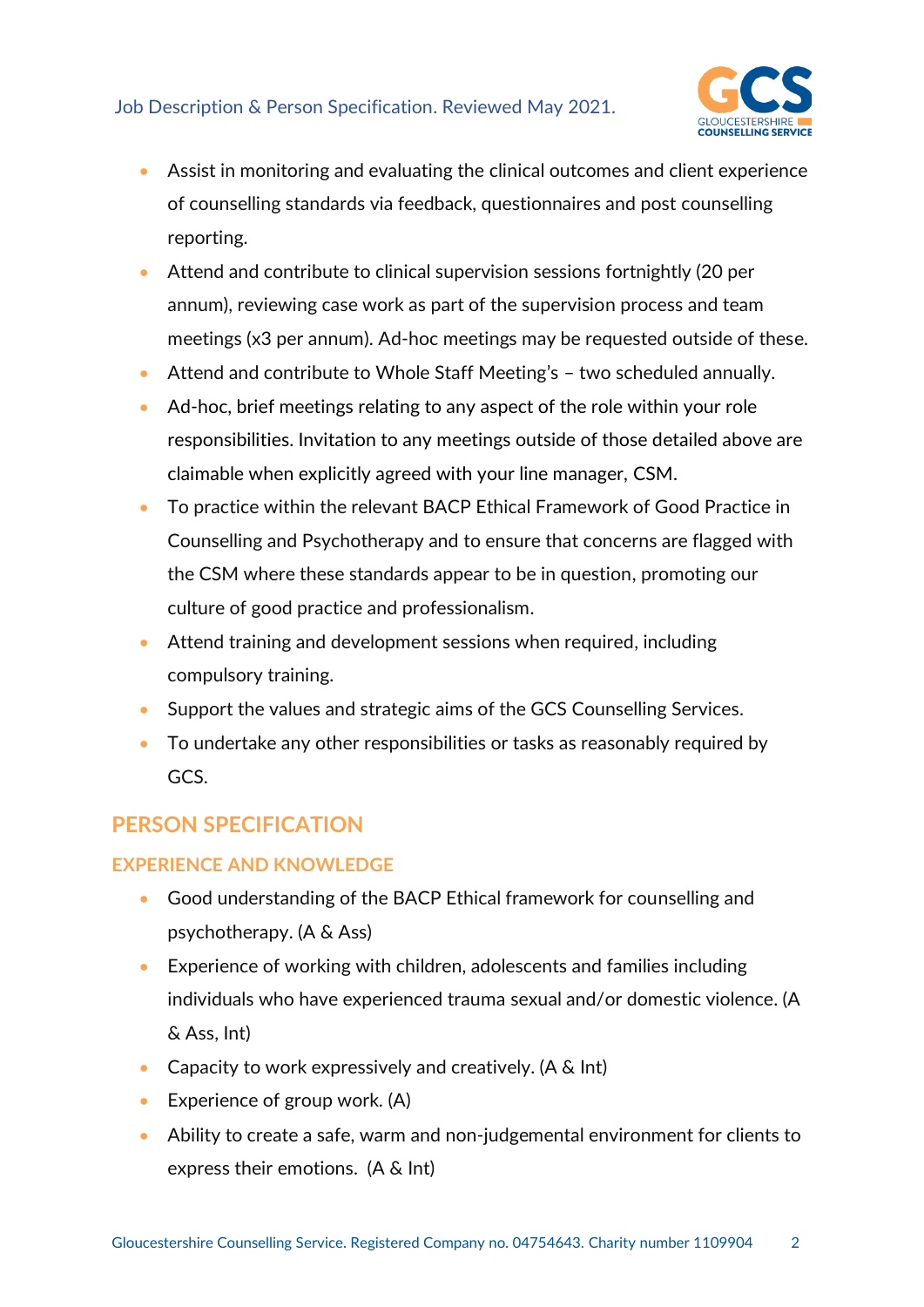- Assist in monitoring and evaluating the clinical outcomes and client experience of counselling standards via feedback, questionnaires and post counselling reporting.
- Attend and contribute to clinical supervision sessions fortnightly (20 per annum), reviewing case work as part of the supervision process and team meetings (x3 per annum). Ad-hoc meetings may be requested outside of these.
- Attend and contribute to Whole Staff Meeting's – two scheduled annually.
- Ad-hoc, brief meetings relating to any aspect of the role within your role responsibilities. Invitation to any meetings outside of those detailed above are claimable when explicitly agreed with your line manager, CSM.
- To practice within the relevant BACP Ethical Framework of Good Practice in Counselling and Psychotherapy and to ensure that concerns are flagged with the CSM where these standards appear to be in question, promoting our culture of good practice and professionalism.
- Attend training and development sessions when required, including compulsory training.
- Support the values and strategic aims of the GCS Counselling Services.
- To undertake any other responsibilities or tasks as reasonably required by GCS.

## PERSON SPECIFICATION

### EXPERIENCE AND KNOWLEDGE

- Good understanding of the BACP Ethical framework for counselling and psychotherapy. (A & Ass)
- Experience of working with children, adolescents and families including individuals who have experienced trauma sexual and/or domestic violence. (A & Ass, Int)
- Capacity to work expressively and creatively. (A & Int)
- Experience of group work. (A)
- Ability to create a safe, warm and non-judgemental environment for clients to express their emotions. (A & Int)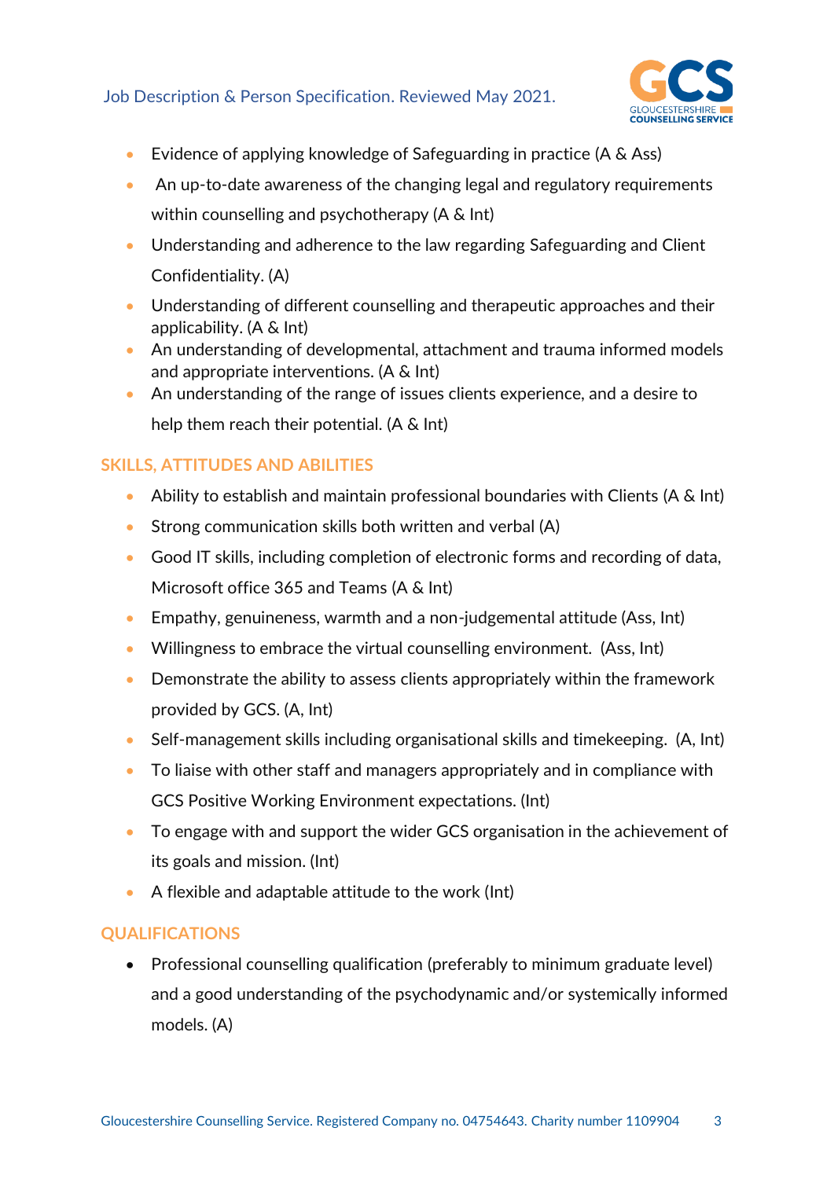- Evidence of applying knowledge of Safeguarding in practice (A & Ass)
- An up-to-date awareness of the changing legal and regulatory requirements within counselling and psychotherapy (A & Int)
- Understanding and adherence to the law regarding Safeguarding and Client Confidentiality. (A)
- Understanding of different counselling and therapeutic approaches and their applicability. (A & Int)
- An understanding of developmental, attachment and trauma informed models and appropriate interventions. (A & Int)
- An understanding of the range of issues clients experience, and a desire to help them reach their potential. (A & Int)

## SKILLS, ATTITUDES AND ABILITIES

- Ability to establish and maintain professional boundaries with Clients (A & Int)
- Strong communication skills both written and verbal (A)
- Good IT skills, including completion of electronic forms and recording of data, Microsoft office 365 and Teams (A & Int)
- Empathy, genuineness, warmth and a non-judgemental attitude (Ass, Int)
- Willingness to embrace the virtual counselling environment. (Ass, Int)
- Demonstrate the ability to assess clients appropriately within the framework provided by GCS. (A, Int)
- Self-management skills including organisational skills and timekeeping. (A, Int)
- To liaise with other staff and managers appropriately and in compliance with GCS Positive Working Environment expectations. (Int)
- To engage with and support the wider GCS organisation in the achievement of its goals and mission. (Int)
- A flexible and adaptable attitude to the work (Int)

## QUALIFICATIONS

- Professional counselling qualification (preferably to minimum graduate level) and a good understanding of the psychodynamic and/or systemically informed models. (A)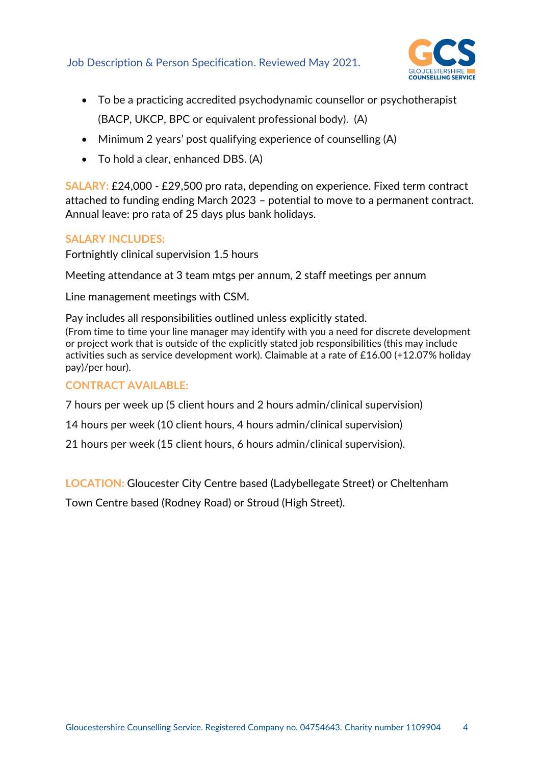- To be a practicing accredited psychodynamic counsellor or psychotherapist (BACP, UKCP, BPC or equivalent professional body). (A)
- Minimum 2 years' post qualifying experience of counselling (A)
- To hold a clear, enhanced DBS. (A)

**SALARY:** £24,000 - £29,500 pro rata, depending on experience. Fixed term contract attached to funding ending March 2023 – potential to move to a permanent contract. Annual leave: pro rata of 25 days plus bank holidays.

**SALARY INCLUDES:**

Fortnightly clinical supervision 1.5 hours

Meeting attendance at 3 team mtgs per annum, 2 staff meetings per annum

Line management meetings with CSM.

Pay includes all responsibilities outlined unless explicitly stated.
(From time to time your line manager may identify with you a need for discrete development or project work that is outside of the explicitly stated job responsibilities (this may include activities such as service development work). Claimable at a rate of £16.00 (+12.07% holiday pay)/per hour).

**CONTRACT AVAILABLE:**

7 hours per week up (5 client hours and 2 hours admin/clinical supervision)

14 hours per week (10 client hours, 4 hours admin/clinical supervision)

21 hours per week (15 client hours, 6 hours admin/clinical supervision).

**LOCATION:** Gloucester City Centre based (Ladybellegate Street) or Cheltenham Town Centre based (Rodney Road) or Stroud (High Street).